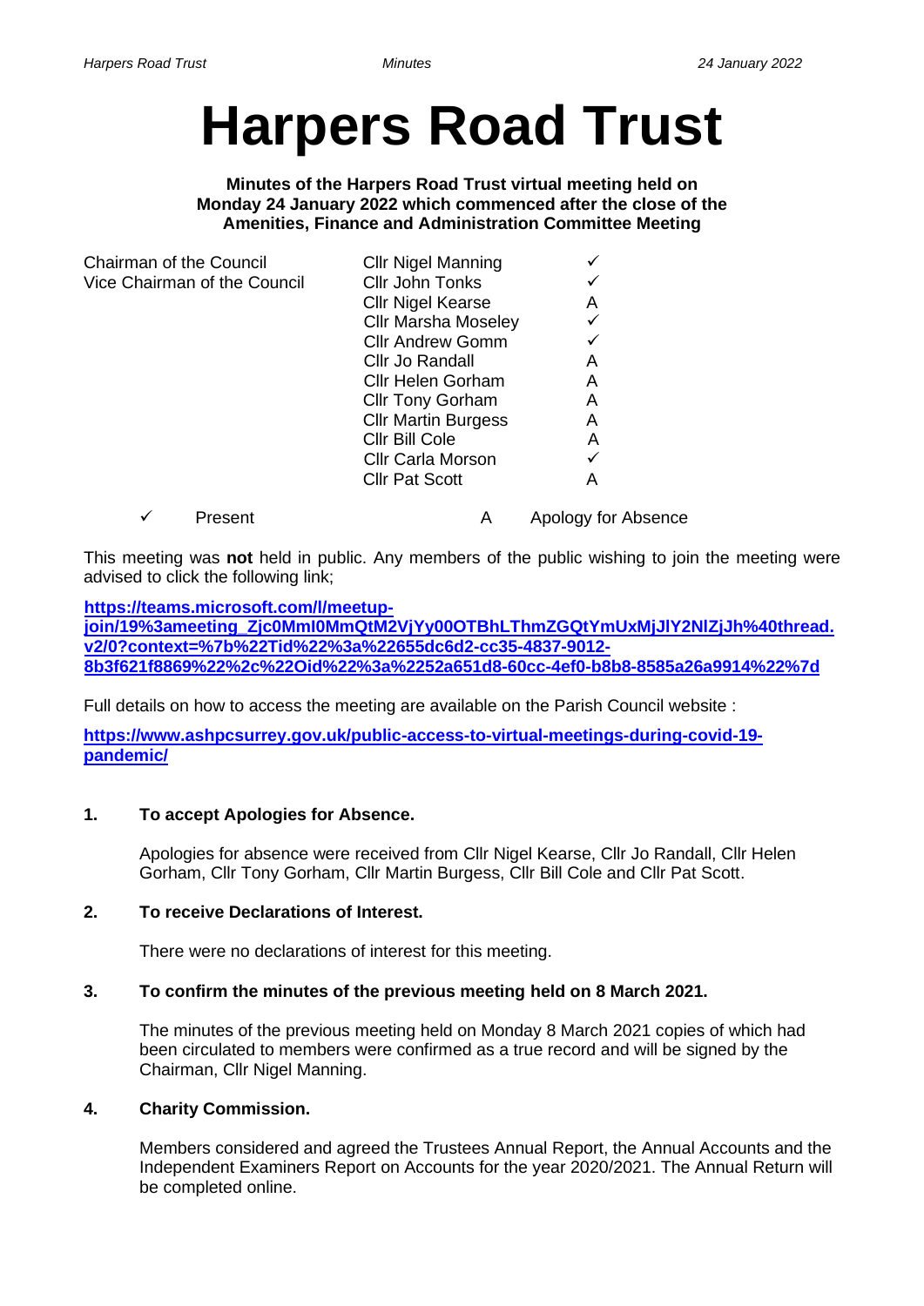# Harpers Road Trust

**Minutes of the Harpers Road Trust virtual meeting held on Monday 24 January 2022 which commenced after the close of the Amenities, Finance and Administration Committee Meeting**

| | | |
|---|---|---|
| Chairman of the Council | Cllr Nigel Manning | ✓ |
| Vice Chairman of the Council | Cllr John Tonks | ✓ |
| | Cllr Nigel Kearse | A |
| | Cllr Marsha Moseley | ✓ |
| | Cllr Andrew Gomm | ✓ |
| | Cllr Jo Randall | A |
| | Cllr Helen Gorham | A |
| | Cllr Tony Gorham | A |
| | Cllr Martin Burgess | A |
| | Cllr Bill Cole | A |
| | Cllr Carla Morson | ✓ |
| | Cllr Pat Scott | A |

✓ Present A Apology for Absence

This meeting was **not** held in public. Any members of the public wishing to join the meeting were advised to click the following link;

**https://teams.microsoft.com/l/meetup-join/19%3ameeting_Zjc0MmI0MmQtM2VjYy00OTBhLThmZGQtYmUxMjJlY2NlZjJh%40thread.v2/0?context=%7b%22Tid%22%3a%22655dc6d2-cc35-4837-9012-8b3f621f8869%22%2c%22Oid%22%3a%2252a651d8-60cc-4ef0-b8b8-8585a26a9914%22%7d**

Full details on how to access the meeting are available on the Parish Council website :

**https://www.ashpcsurrey.gov.uk/public-access-to-virtual-meetings-during-covid-19-pandemic/**

**1. To accept Apologies for Absence.**

Apologies for absence were received from Cllr Nigel Kearse, Cllr Jo Randall, Cllr Helen Gorham, Cllr Tony Gorham, Cllr Martin Burgess, Cllr Bill Cole and Cllr Pat Scott.

**2. To receive Declarations of Interest.**

There were no declarations of interest for this meeting.

**3. To confirm the minutes of the previous meeting held on 8 March 2021.**

The minutes of the previous meeting held on Monday 8 March 2021 copies of which had been circulated to members were confirmed as a true record and will be signed by the Chairman, Cllr Nigel Manning.

**4. Charity Commission.**

Members considered and agreed the Trustees Annual Report, the Annual Accounts and the Independent Examiners Report on Accounts for the year 2020/2021. The Annual Return will be completed online.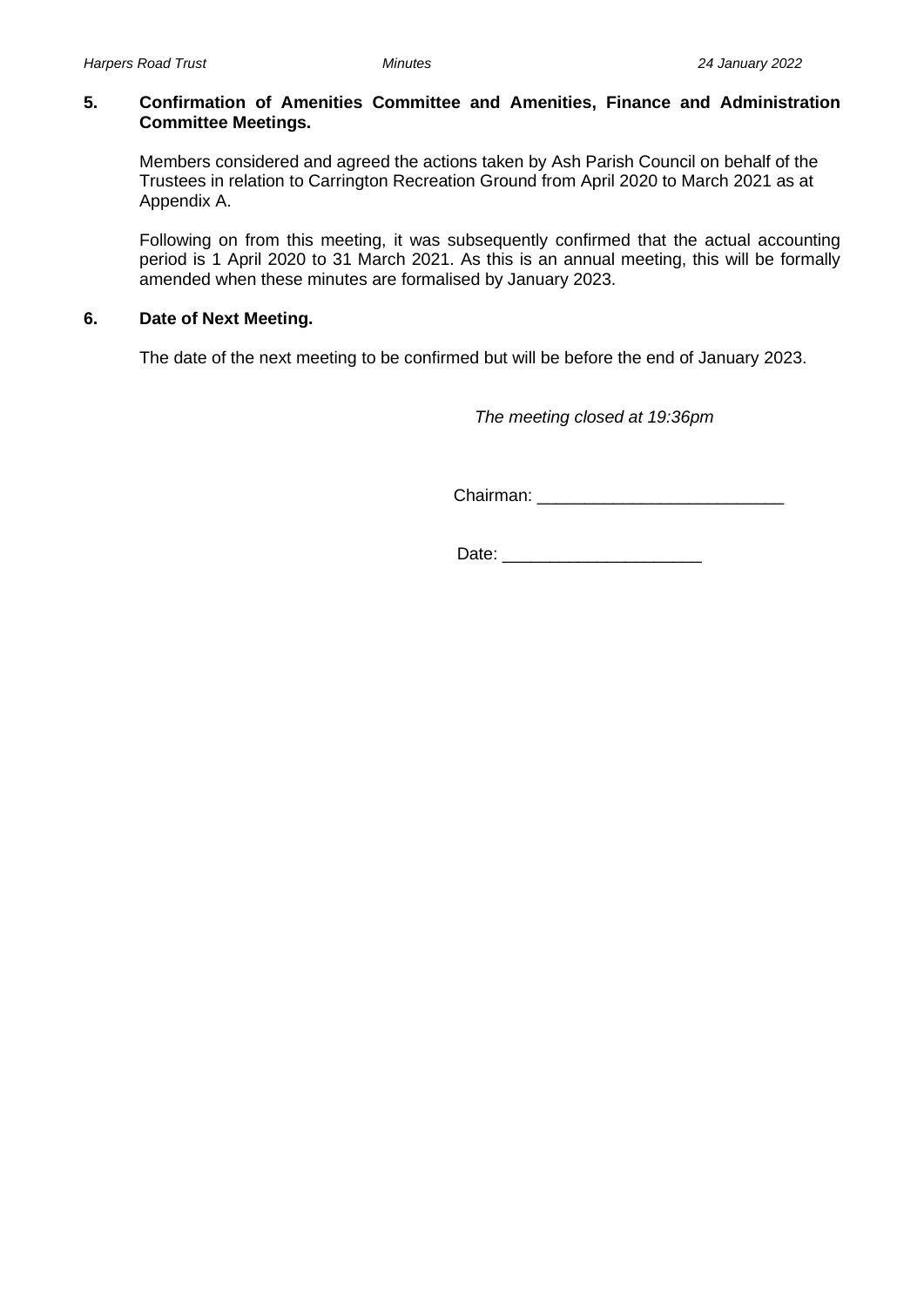**5. Confirmation of Amenities Committee and Amenities, Finance and Administration Committee Meetings.**

Members considered and agreed the actions taken by Ash Parish Council on behalf of the Trustees in relation to Carrington Recreation Ground from April 2020 to March 2021 as at Appendix A.

Following on from this meeting, it was subsequently confirmed that the actual accounting period is 1 April 2020 to 31 March 2021. As this is an annual meeting, this will be formally amended when these minutes are formalised by January 2023.

**6. Date of Next Meeting.**

The date of the next meeting to be confirmed but will be before the end of January 2023.

*The meeting closed at 19:36pm*

Chairman: \_\_\_\_\_\_\_\_\_\_\_\_\_\_\_\_\_\_\_\_\_\_\_\_\_\_

Date: \_\_\_\_\_\_\_\_\_\_\_\_\_\_\_\_\_\_\_\_\_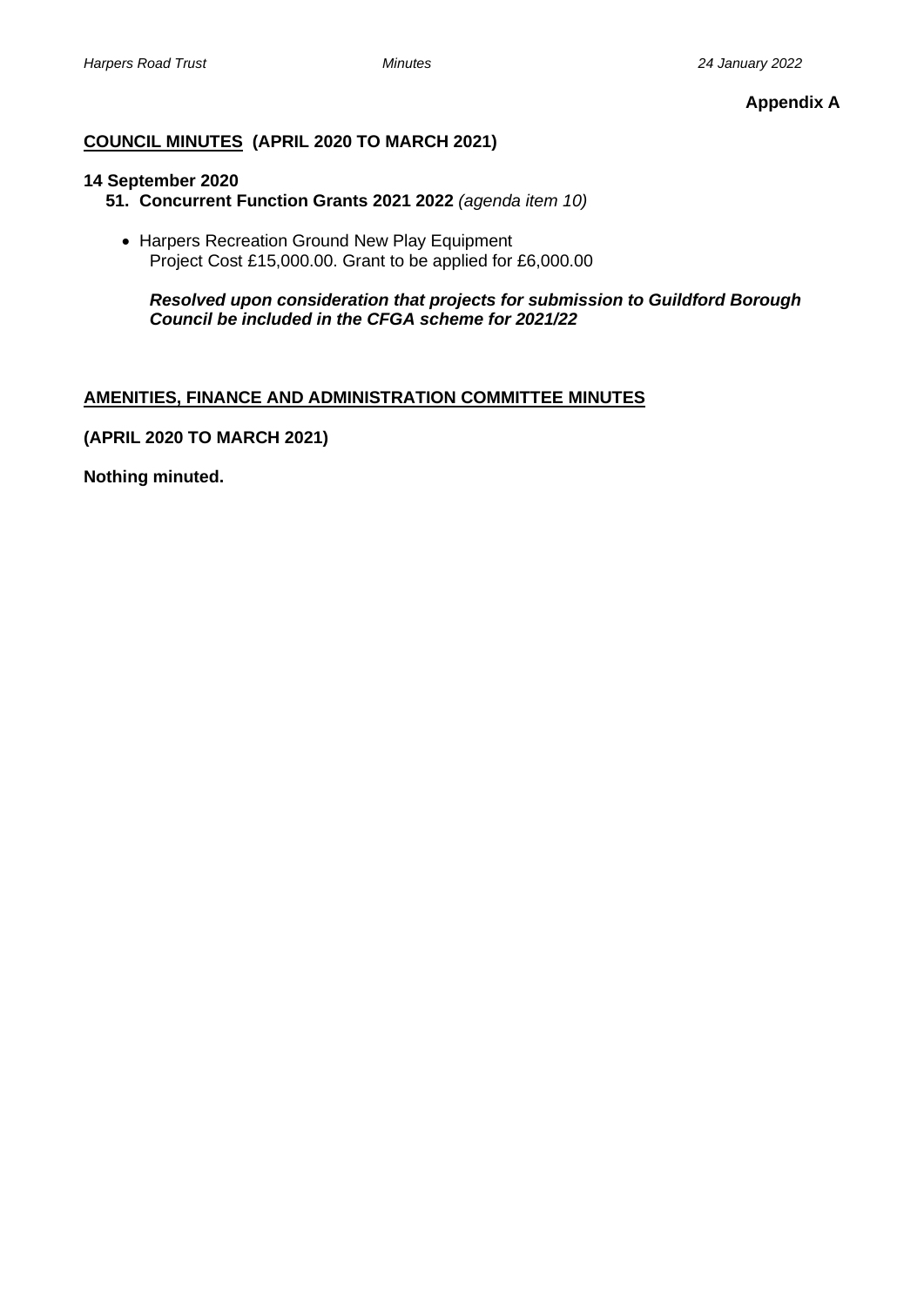**Appendix A**

## <u>COUNCIL MINUTES</u> (APRIL 2020 TO MARCH 2021)

**14 September 2020**

**51. Concurrent Function Grants 2021 2022** *(agenda item 10)*

- Harpers Recreation Ground New Play Equipment
  Project Cost £15,000.00. Grant to be applied for £6,000.00

  ***Resolved upon consideration that projects for submission to Guildford Borough Council be included in the CFGA scheme for 2021/22***

## <u>AMENITIES, FINANCE AND ADMINISTRATION COMMITTEE MINUTES</u>

**(APRIL 2020 TO MARCH 2021)**

**Nothing minuted.**